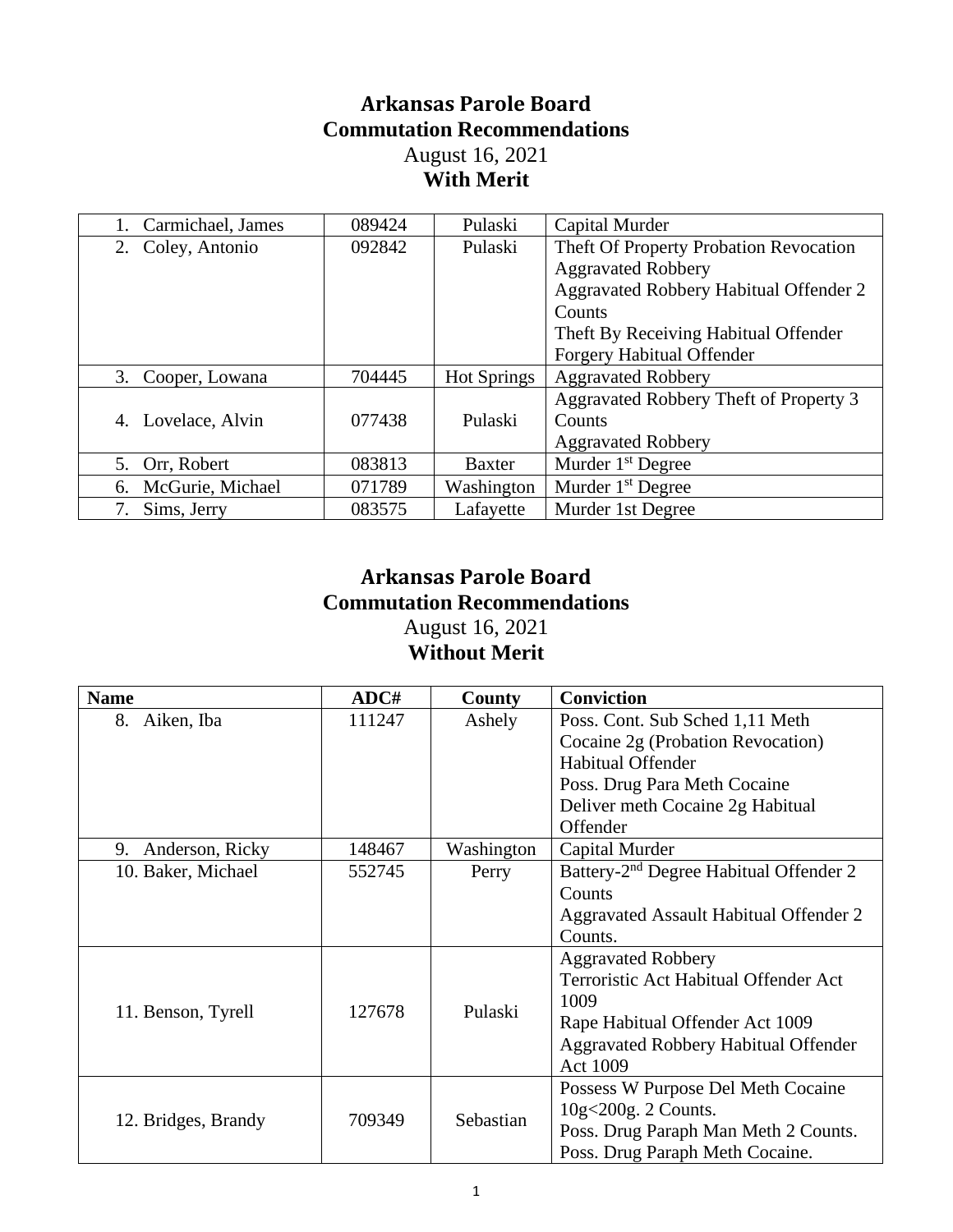# Arkansas Parole Board
## Commutation Recommendations
August 16, 2021
**With Merit**

| | | | |
|---|---|---|---|
| 1. Carmichael, James | 089424 | Pulaski | Capital Murder |
| 2. Coley, Antonio | 092842 | Pulaski | Theft Of Property Probation Revocation<br>Aggravated Robbery<br>Aggravated Robbery Habitual Offender 2 Counts<br>Theft By Receiving Habitual Offender<br>Forgery Habitual Offender |
| 3. Cooper, Lowana | 704445 | Hot Springs | Aggravated Robbery |
| 4. Lovelace, Alvin | 077438 | Pulaski | Aggravated Robbery Theft of Property 3 Counts<br>Aggravated Robbery |
| 5. Orr, Robert | 083813 | Baxter | Murder 1st Degree |
| 6. McGurie, Michael | 071789 | Washington | Murder 1st Degree |
| 7. Sims, Jerry | 083575 | Lafayette | Murder 1st Degree |

# Arkansas Parole Board
## Commutation Recommendations
August 16, 2021
**Without Merit**

| Name | ADC# | County | Conviction |
|---|---|---|---|
| 8. Aiken, Iba | 111247 | Ashely | Poss. Cont. Sub Sched 1,11 Meth Cocaine 2g (Probation Revocation)<br>Habitual Offender<br>Poss. Drug Para Meth Cocaine<br>Deliver meth Cocaine 2g Habitual Offender |
| 9. Anderson, Ricky | 148467 | Washington | Capital Murder |
| 10. Baker, Michael | 552745 | Perry | Battery-2nd Degree Habitual Offender 2 Counts<br>Aggravated Assault Habitual Offender 2 Counts. |
| 11. Benson, Tyrell | 127678 | Pulaski | Aggravated Robbery<br>Terroristic Act Habitual Offender Act 1009<br>Rape Habitual Offender Act 1009<br>Aggravated Robbery Habitual Offender Act 1009 |
| 12. Bridges, Brandy | 709349 | Sebastian | Possess W Purpose Del Meth Cocaine 10g<200g. 2 Counts.<br>Poss. Drug Paraph Man Meth 2 Counts.<br>Poss. Drug Paraph Meth Cocaine. |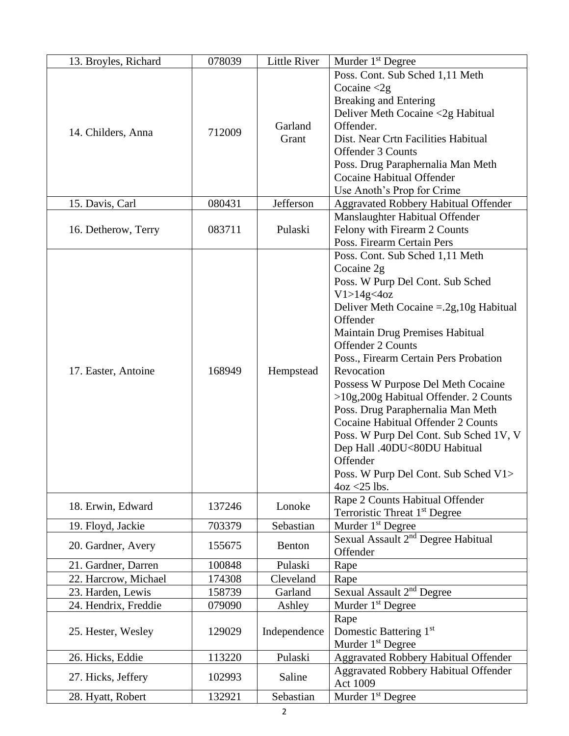| 13. Broyles, Richard | 078039 | Little River | Murder 1st Degree |
|---|---|---|---|
| 14. Childers, Anna | 712009 | Garland Grant | Poss. Cont. Sub Sched 1,11 Meth Cocaine <2g<br>Breaking and Entering<br>Deliver Meth Cocaine <2g Habitual Offender.<br>Dist. Near Crtn Facilities Habitual Offender 3 Counts<br>Poss. Drug Paraphernalia Man Meth Cocaine Habitual Offender<br>Use Anoth's Prop for Crime |
| 15. Davis, Carl | 080431 | Jefferson | Aggravated Robbery Habitual Offender |
| 16. Detherow, Terry | 083711 | Pulaski | Manslaughter Habitual Offender<br>Felony with Firearm 2 Counts<br>Poss. Firearm Certain Pers |
| 17. Easter, Antoine | 168949 | Hempstead | Poss. Cont. Sub Sched 1,11 Meth Cocaine 2g<br>Poss. W Purp Del Cont. Sub Sched V1>14g<4oz<br>Deliver Meth Cocaine =.2g,10g Habitual Offender<br>Maintain Drug Premises Habitual Offender 2 Counts<br>Poss., Firearm Certain Pers Probation Revocation<br>Possess W Purpose Del Meth Cocaine >10g,200g Habitual Offender. 2 Counts<br>Poss. Drug Paraphernalia Man Meth Cocaine Habitual Offender 2 Counts<br>Poss. W Purp Del Cont. Sub Sched 1V, V Dep Hall .40DU<80DU Habitual Offender<br>Poss. W Purp Del Cont. Sub Sched V1> 4oz <25 lbs. |
| 18. Erwin, Edward | 137246 | Lonoke | Rape 2 Counts Habitual Offender<br>Terroristic Threat 1st Degree |
| 19. Floyd, Jackie | 703379 | Sebastian | Murder 1st Degree |
| 20. Gardner, Avery | 155675 | Benton | Sexual Assault 2nd Degree Habitual Offender |
| 21. Gardner, Darren | 100848 | Pulaski | Rape |
| 22. Harcrow, Michael | 174308 | Cleveland | Rape |
| 23. Harden, Lewis | 158739 | Garland | Sexual Assault 2nd Degree |
| 24. Hendrix, Freddie | 079090 | Ashley | Murder 1st Degree |
| 25. Hester, Wesley | 129029 | Independence | Rape<br>Domestic Battering 1st<br>Murder 1st Degree |
| 26. Hicks, Eddie | 113220 | Pulaski | Aggravated Robbery Habitual Offender |
| 27. Hicks, Jeffery | 102993 | Saline | Aggravated Robbery Habitual Offender Act 1009 |
| 28. Hyatt, Robert | 132921 | Sebastian | Murder 1st Degree |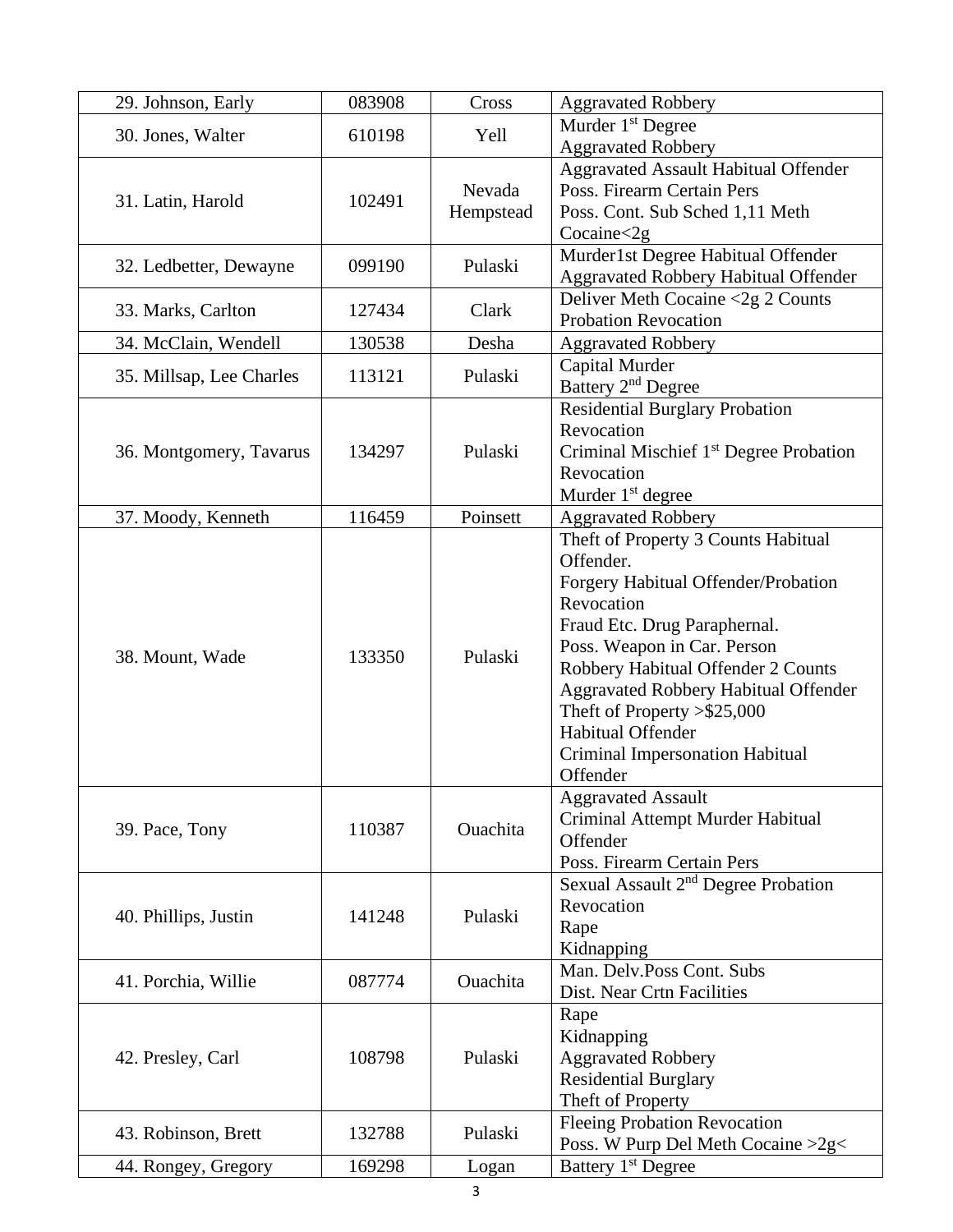| | | | |
|---|---|---|---|
| 29. Johnson, Early | 083908 | Cross | Aggravated Robbery |
| 30. Jones, Walter | 610198 | Yell | Murder 1st Degree<br>Aggravated Robbery |
| 31. Latin, Harold | 102491 | Nevada<br>Hempstead | Aggravated Assault Habitual Offender<br>Poss. Firearm Certain Pers<br>Poss. Cont. Sub Sched 1,11 Meth Cocaine<2g |
| 32. Ledbetter, Dewayne | 099190 | Pulaski | Murder1st Degree Habitual Offender<br>Aggravated Robbery Habitual Offender |
| 33. Marks, Carlton | 127434 | Clark | Deliver Meth Cocaine <2g 2 Counts<br>Probation Revocation |
| 34. McClain, Wendell | 130538 | Desha | Aggravated Robbery |
| 35. Millsap, Lee Charles | 113121 | Pulaski | Capital Murder<br>Battery 2nd Degree |
| 36. Montgomery, Tavarus | 134297 | Pulaski | Residential Burglary Probation Revocation<br>Criminal Mischief 1st Degree Probation Revocation<br>Murder 1st degree |
| 37. Moody, Kenneth | 116459 | Poinsett | Aggravated Robbery |
| 38. Mount, Wade | 133350 | Pulaski | Theft of Property 3 Counts Habitual Offender.<br>Forgery Habitual Offender/Probation Revocation<br>Fraud Etc. Drug Paraphernal.<br>Poss. Weapon in Car. Person<br>Robbery Habitual Offender 2 Counts<br>Aggravated Robbery Habitual Offender<br>Theft of Property >$25,000<br>Habitual Offender<br>Criminal Impersonation Habitual Offender |
| 39. Pace, Tony | 110387 | Ouachita | Aggravated Assault<br>Criminal Attempt Murder Habitual Offender<br>Poss. Firearm Certain Pers |
| 40. Phillips, Justin | 141248 | Pulaski | Sexual Assault 2nd Degree Probation Revocation<br>Rape<br>Kidnapping |
| 41. Porchia, Willie | 087774 | Ouachita | Man. Delv.Poss Cont. Subs<br>Dist. Near Crtn Facilities |
| 42. Presley, Carl | 108798 | Pulaski | Rape<br>Kidnapping<br>Aggravated Robbery<br>Residential Burglary<br>Theft of Property |
| 43. Robinson, Brett | 132788 | Pulaski | Fleeing Probation Revocation<br>Poss. W Purp Del Meth Cocaine >2g< |
| 44. Rongey, Gregory | 169298 | Logan | Battery 1st Degree |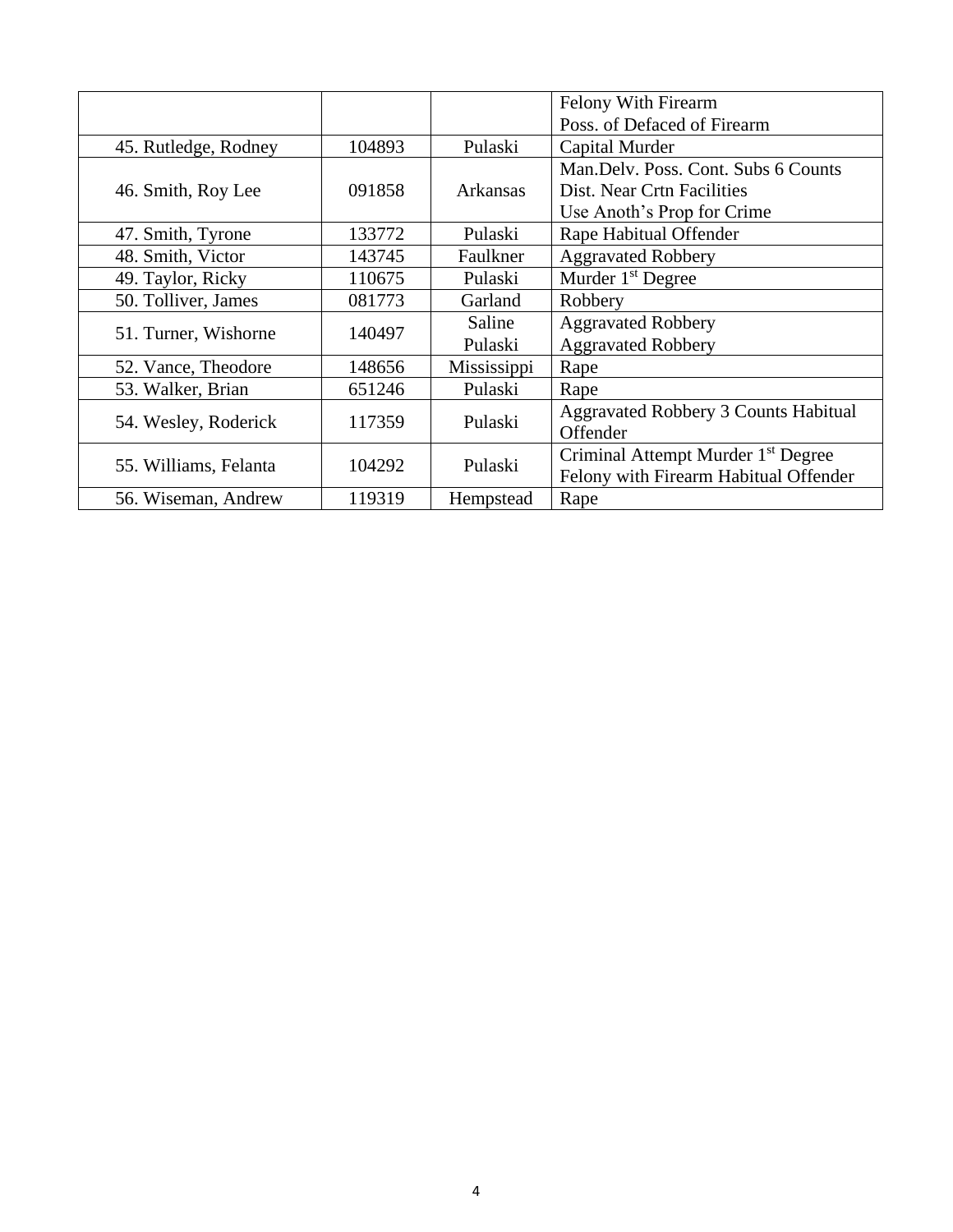| | | | |
|---|---|---|---|
| | | | Felony With Firearm<br>Poss. of Defaced of Firearm |
| 45. Rutledge, Rodney | 104893 | Pulaski | Capital Murder |
| 46. Smith, Roy Lee | 091858 | Arkansas | Man.Delv. Poss. Cont. Subs 6 Counts<br>Dist. Near Crtn Facilities<br>Use Anoth's Prop for Crime |
| 47. Smith, Tyrone | 133772 | Pulaski | Rape Habitual Offender |
| 48. Smith, Victor | 143745 | Faulkner | Aggravated Robbery |
| 49. Taylor, Ricky | 110675 | Pulaski | Murder 1st Degree |
| 50. Tolliver, James | 081773 | Garland | Robbery |
| 51. Turner, Wishorne | 140497 | Saline<br>Pulaski | Aggravated Robbery<br>Aggravated Robbery |
| 52. Vance, Theodore | 148656 | Mississippi | Rape |
| 53. Walker, Brian | 651246 | Pulaski | Rape |
| 54. Wesley, Roderick | 117359 | Pulaski | Aggravated Robbery 3 Counts Habitual Offender |
| 55. Williams, Felanta | 104292 | Pulaski | Criminal Attempt Murder 1st Degree<br>Felony with Firearm Habitual Offender |
| 56. Wiseman, Andrew | 119319 | Hempstead | Rape |